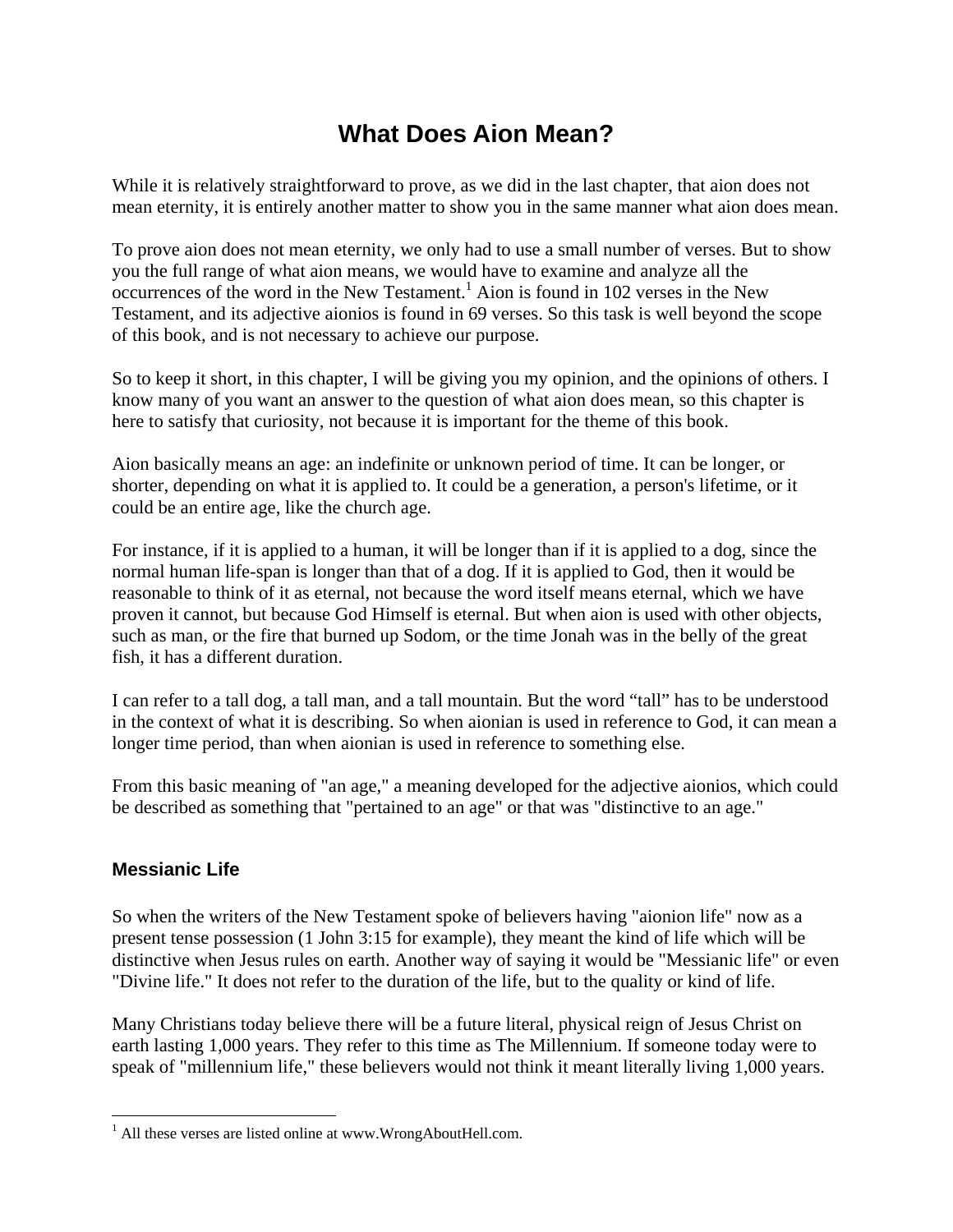# What Does Aion Mean?

While it is relatively straightforward to prove, as we did in the last chapter, that aion does not mean eternity, it is entirely another matter to show you in the same manner what aion does mean.

To prove aion does not mean eternity, we only had to use a small number of verses. But to show you the full range of what aion means, we would have to examine and analyze all the occurrences of the word in the New Testament.[1] Aion is found in 102 verses in the New Testament, and its adjective aionios is found in 69 verses. So this task is well beyond the scope of this book, and is not necessary to achieve our purpose.

So to keep it short, in this chapter, I will be giving you my opinion, and the opinions of others. I know many of you want an answer to the question of what aion does mean, so this chapter is here to satisfy that curiosity, not because it is important for the theme of this book.

Aion basically means an age: an indefinite or unknown period of time. It can be longer, or shorter, depending on what it is applied to. It could be a generation, a person's lifetime, or it could be an entire age, like the church age.

For instance, if it is applied to a human, it will be longer than if it is applied to a dog, since the normal human life-span is longer than that of a dog. If it is applied to God, then it would be reasonable to think of it as eternal, not because the word itself means eternal, which we have proven it cannot, but because God Himself is eternal. But when aion is used with other objects, such as man, or the fire that burned up Sodom, or the time Jonah was in the belly of the great fish, it has a different duration.

I can refer to a tall dog, a tall man, and a tall mountain. But the word "tall" has to be understood in the context of what it is describing. So when aionian is used in reference to God, it can mean a longer time period, than when aionian is used in reference to something else.

From this basic meaning of "an age," a meaning developed for the adjective aionios, which could be described as something that "pertained to an age" or that was "distinctive to an age."

### Messianic Life

So when the writers of the New Testament spoke of believers having "aionion life" now as a present tense possession (1 John 3:15 for example), they meant the kind of life which will be distinctive when Jesus rules on earth. Another way of saying it would be "Messianic life" or even "Divine life." It does not refer to the duration of the life, but to the quality or kind of life.

Many Christians today believe there will be a future literal, physical reign of Jesus Christ on earth lasting 1,000 years. They refer to this time as The Millennium. If someone today were to speak of "millennium life," these believers would not think it meant literally living 1,000 years.

---

[1] All these verses are listed online at www.WrongAboutHell.com.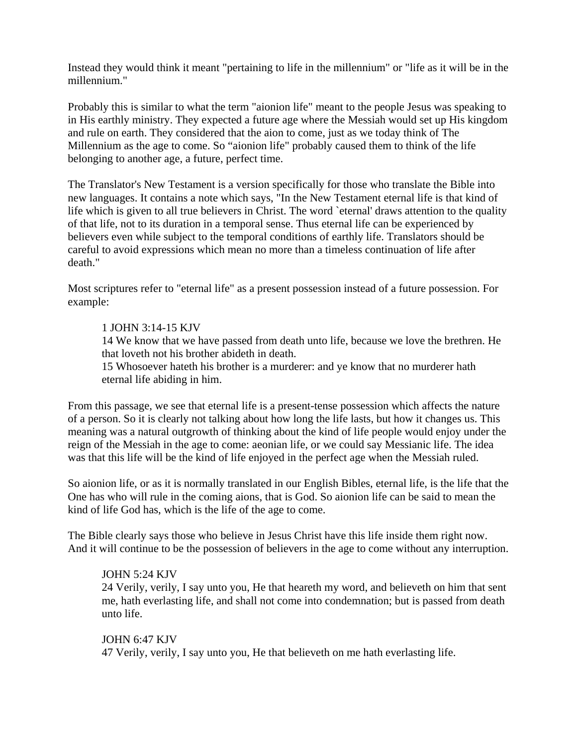Instead they would think it meant "pertaining to life in the millennium" or "life as it will be in the millennium."

Probably this is similar to what the term "aionion life" meant to the people Jesus was speaking to in His earthly ministry. They expected a future age where the Messiah would set up His kingdom and rule on earth. They considered that the aion to come, just as we today think of The Millennium as the age to come. So “aionion life" probably caused them to think of the life belonging to another age, a future, perfect time.

The Translator's New Testament is a version specifically for those who translate the Bible into new languages. It contains a note which says, "In the New Testament eternal life is that kind of life which is given to all true believers in Christ. The word `eternal' draws attention to the quality of that life, not to its duration in a temporal sense. Thus eternal life can be experienced by believers even while subject to the temporal conditions of earthly life. Translators should be careful to avoid expressions which mean no more than a timeless continuation of life after death."

Most scriptures refer to "eternal life" as a present possession instead of a future possession. For example:

> 1 JOHN 3:14-15 KJV
> 14 We know that we have passed from death unto life, because we love the brethren. He that loveth not his brother abideth in death.
> 15 Whosoever hateth his brother is a murderer: and ye know that no murderer hath eternal life abiding in him.

From this passage, we see that eternal life is a present-tense possession which affects the nature of a person. So it is clearly not talking about how long the life lasts, but how it changes us. This meaning was a natural outgrowth of thinking about the kind of life people would enjoy under the reign of the Messiah in the age to come: aeonian life, or we could say Messianic life. The idea was that this life will be the kind of life enjoyed in the perfect age when the Messiah ruled.

So aionion life, or as it is normally translated in our English Bibles, eternal life, is the life that the One has who will rule in the coming aions, that is God. So aionion life can be said to mean the kind of life God has, which is the life of the age to come.

The Bible clearly says those who believe in Jesus Christ have this life inside them right now. And it will continue to be the possession of believers in the age to come without any interruption.

> JOHN 5:24 KJV
> 24 Verily, verily, I say unto you, He that heareth my word, and believeth on him that sent me, hath everlasting life, and shall not come into condemnation; but is passed from death unto life.

> JOHN 6:47 KJV
> 47 Verily, verily, I say unto you, He that believeth on me hath everlasting life.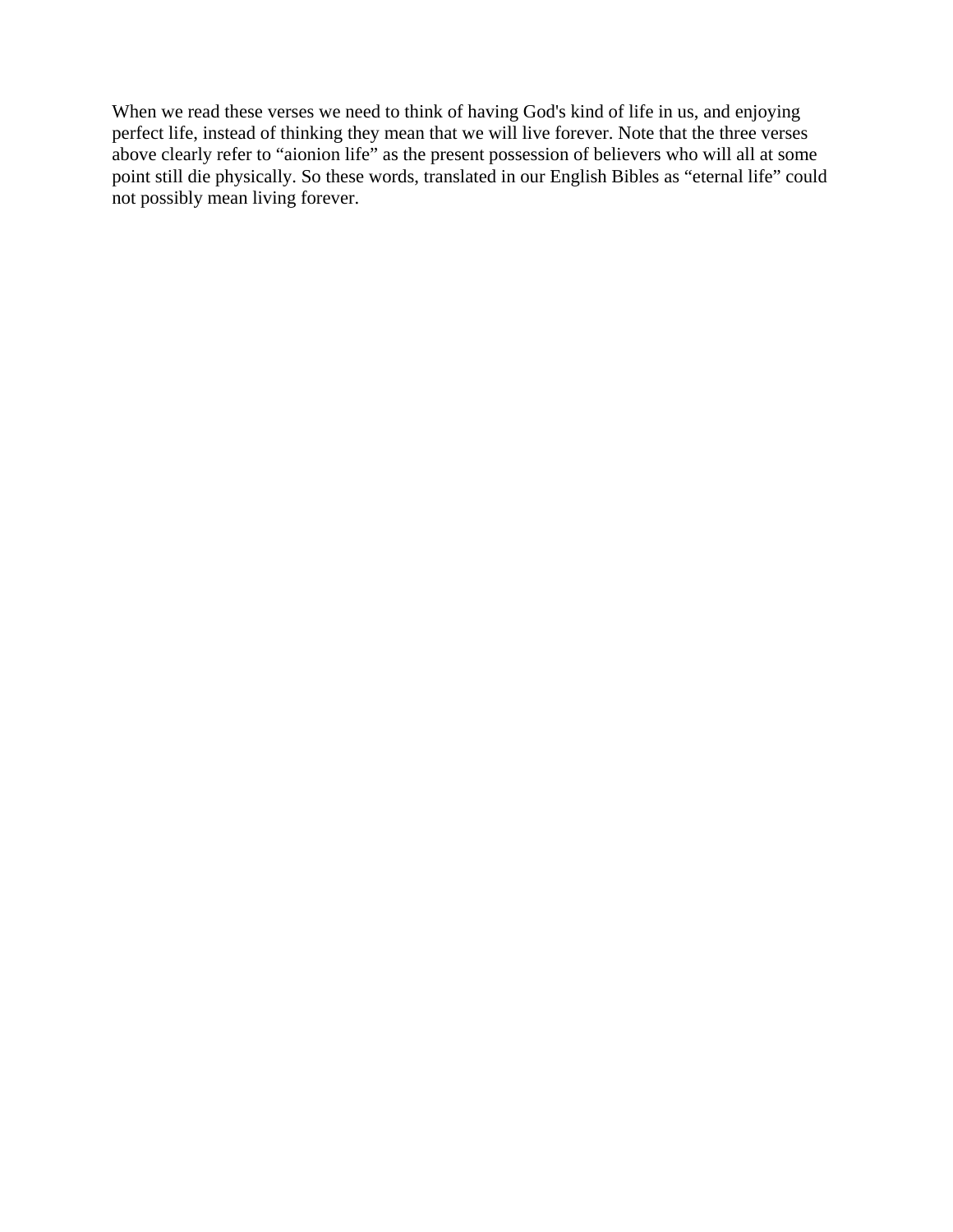When we read these verses we need to think of having God's kind of life in us, and enjoying perfect life, instead of thinking they mean that we will live forever. Note that the three verses above clearly refer to “aionion life” as the present possession of believers who will all at some point still die physically. So these words, translated in our English Bibles as “eternal life” could not possibly mean living forever.